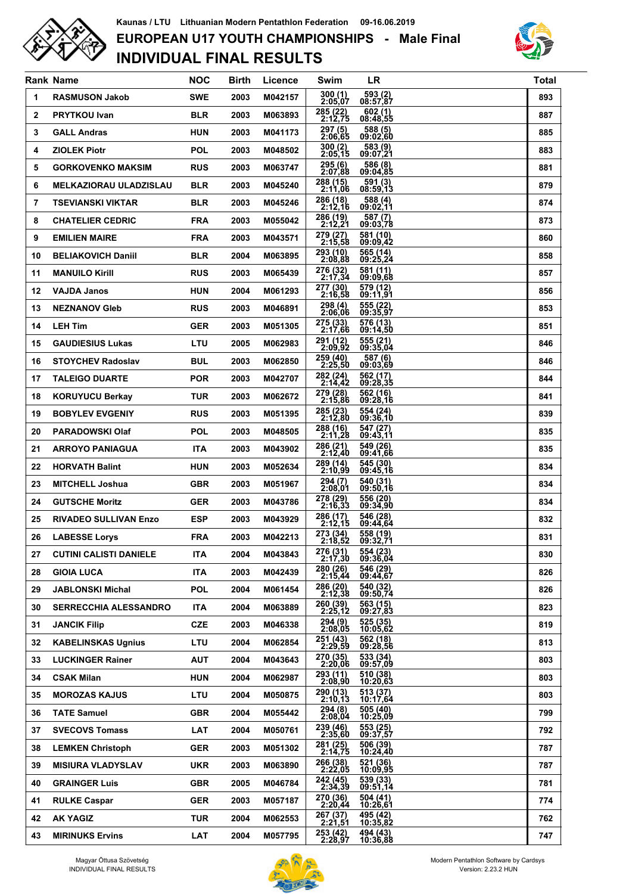Kaunas / LTU    Lithuanian Modern Pentathlon Federation    09-16.06.2019

# EUROPEAN U17 YOUTH CHAMPIONSHIPS - Male Final

## INDIVIDUAL FINAL RESULTS

| Rank | Name | NOC | Birth | Licence | Swim | LR | Total |
|---|---|---|---|---|---|---|---|
| 1 | RASMUSON Jakob | SWE | 2003 | M042157 | 300 (1) 2:05,07 | 593 (2) 08:57,87 | 893 |
| 2 | PRYTKOU Ivan | BLR | 2003 | M063893 | 285 (22) 2:12,75 | 602 (1) 08:48,55 | 887 |
| 3 | GALL Andras | HUN | 2003 | M041173 | 297 (5) 2:06,65 | 588 (5) 09:02,60 | 885 |
| 4 | ZIOLEK Piotr | POL | 2003 | M048502 | 300 (2) 2:05,15 | 583 (9) 09:07,21 | 883 |
| 5 | GORKOVENKO MAKSIM | RUS | 2003 | M063747 | 295 (6) 2:07,88 | 586 (8) 09:04,85 | 881 |
| 6 | MELKAZIORAU ULADZISLAU | BLR | 2003 | M045240 | 288 (15) 2:11,06 | 591 (3) 08:59,13 | 879 |
| 7 | TSEVIANSKI VIKTAR | BLR | 2003 | M045246 | 286 (18) 2:12,16 | 588 (4) 09:02,11 | 874 |
| 8 | CHATELIER CEDRIC | FRA | 2003 | M055042 | 286 (19) 2:12,21 | 587 (7) 09:03,78 | 873 |
| 9 | EMILIEN MAIRE | FRA | 2003 | M043571 | 279 (27) 2:15,58 | 581 (10) 09:09,42 | 860 |
| 10 | BELIAKOVICH Daniil | BLR | 2004 | M063895 | 293 (10) 2:08,88 | 565 (14) 09:25,24 | 858 |
| 11 | MANUILO Kirill | RUS | 2003 | M065439 | 276 (32) 2:17,34 | 581 (11) 09:09,68 | 857 |
| 12 | VAJDA Janos | HUN | 2004 | M061293 | 277 (30) 2:16,58 | 579 (12) 09:11,91 | 856 |
| 13 | NEZNANOV Gleb | RUS | 2003 | M046891 | 298 (4) 2:06,06 | 555 (22) 09:35,97 | 853 |
| 14 | LEH Tim | GER | 2003 | M051305 | 275 (33) 2:17,66 | 576 (13) 09:14,50 | 851 |
| 15 | GAUDIESIUS Lukas | LTU | 2005 | M062983 | 291 (12) 2:09,92 | 555 (21) 09:35,04 | 846 |
| 16 | STOYCHEV Radoslav | BUL | 2003 | M062850 | 259 (40) 2:25,50 | 587 (6) 09:03,69 | 846 |
| 17 | TALEIGO DUARTE | POR | 2003 | M042707 | 282 (24) 2:14,42 | 562 (17) 09:28,35 | 844 |
| 18 | KORUYUCU Berkay | TUR | 2003 | M062672 | 279 (28) 2:15,86 | 562 (16) 09:28,16 | 841 |
| 19 | BOBYLEV EVGENIY | RUS | 2003 | M051395 | 285 (23) 2:12,80 | 554 (24) 09:36,10 | 839 |
| 20 | PARADOWSKI Olaf | POL | 2003 | M048505 | 288 (16) 2:11,28 | 547 (27) 09:43,11 | 835 |
| 21 | ARROYO PANIAGUA | ITA | 2003 | M043902 | 286 (21) 2:12,40 | 549 (26) 09:41,66 | 835 |
| 22 | HORVATH Balint | HUN | 2003 | M052634 | 289 (14) 2:10,99 | 545 (30) 09:45,16 | 834 |
| 23 | MITCHELL Joshua | GBR | 2003 | M051967 | 294 (7) 2:08,01 | 540 (31) 09:50,16 | 834 |
| 24 | GUTSCHE Moritz | GER | 2003 | M043786 | 278 (29) 2:16,33 | 556 (20) 09:34,90 | 834 |
| 25 | RIVADEO SULLIVAN Enzo | ESP | 2003 | M043929 | 286 (17) 2:12,15 | 546 (28) 09:44,64 | 832 |
| 26 | LABESSE Lorys | FRA | 2003 | M042213 | 273 (34) 2:18,52 | 558 (19) 09:32,71 | 831 |
| 27 | CUTINI CALISTI DANIELE | ITA | 2004 | M043843 | 276 (31) 2:17,30 | 554 (23) 09:36,04 | 830 |
| 28 | GIOIA LUCA | ITA | 2003 | M042439 | 280 (26) 2:15,44 | 546 (29) 09:44,67 | 826 |
| 29 | JABLONSKI Michal | POL | 2004 | M061454 | 286 (20) 2:12,38 | 540 (32) 09:50,74 | 826 |
| 30 | SERRECCHIA ALESSANDRO | ITA | 2004 | M063889 | 260 (39) 2:25,12 | 563 (15) 09:27,83 | 823 |
| 31 | JANCIK Filip | CZE | 2003 | M046338 | 294 (9) 2:08,05 | 525 (35) 10:05,62 | 819 |
| 32 | KABELINSKAS Ugnius | LTU | 2004 | M062854 | 251 (43) 2:29,59 | 562 (18) 09:28,56 | 813 |
| 33 | LUCKINGER Rainer | AUT | 2004 | M043643 | 270 (35) 2:20,06 | 533 (34) 09:57,09 | 803 |
| 34 | CSAK Milan | HUN | 2004 | M062987 | 293 (11) 2:08,90 | 510 (38) 10:20,63 | 803 |
| 35 | MOROZAS KAJUS | LTU | 2004 | M050875 | 290 (13) 2:10,13 | 513 (37) 10:17,64 | 803 |
| 36 | TATE Samuel | GBR | 2004 | M055442 | 294 (8) 2:08,04 | 505 (40) 10:25,09 | 799 |
| 37 | SVECOVS Tomass | LAT | 2004 | M050761 | 239 (46) 2:35,60 | 553 (25) 09:37,57 | 792 |
| 38 | LEMKEN Christoph | GER | 2003 | M051302 | 281 (25) 2:14,75 | 506 (39) 10:24,40 | 787 |
| 39 | MISIURA VLADYSLAV | UKR | 2003 | M063890 | 266 (38) 2:22,05 | 521 (36) 10:09,95 | 787 |
| 40 | GRAINGER Luis | GBR | 2005 | M046784 | 242 (45) 2:34,39 | 539 (33) 09:51,14 | 781 |
| 41 | RULKE Caspar | GER | 2003 | M057187 | 270 (36) 2:20,44 | 504 (41) 10:26,61 | 774 |
| 42 | AK YAGIZ | TUR | 2004 | M062553 | 267 (37) 2:21,51 | 495 (42) 10:35,82 | 762 |
| 43 | MIRINUKS Ervins | LAT | 2004 | M057795 | 253 (42) 2:28,97 | 494 (43) 10:36,88 | 747 |

Magyar Öttusa Szövetség
INDIVIDUAL FINAL RESULTS

Modern Pentathlon Software by Cardsys
Version: 2.23.2 HUN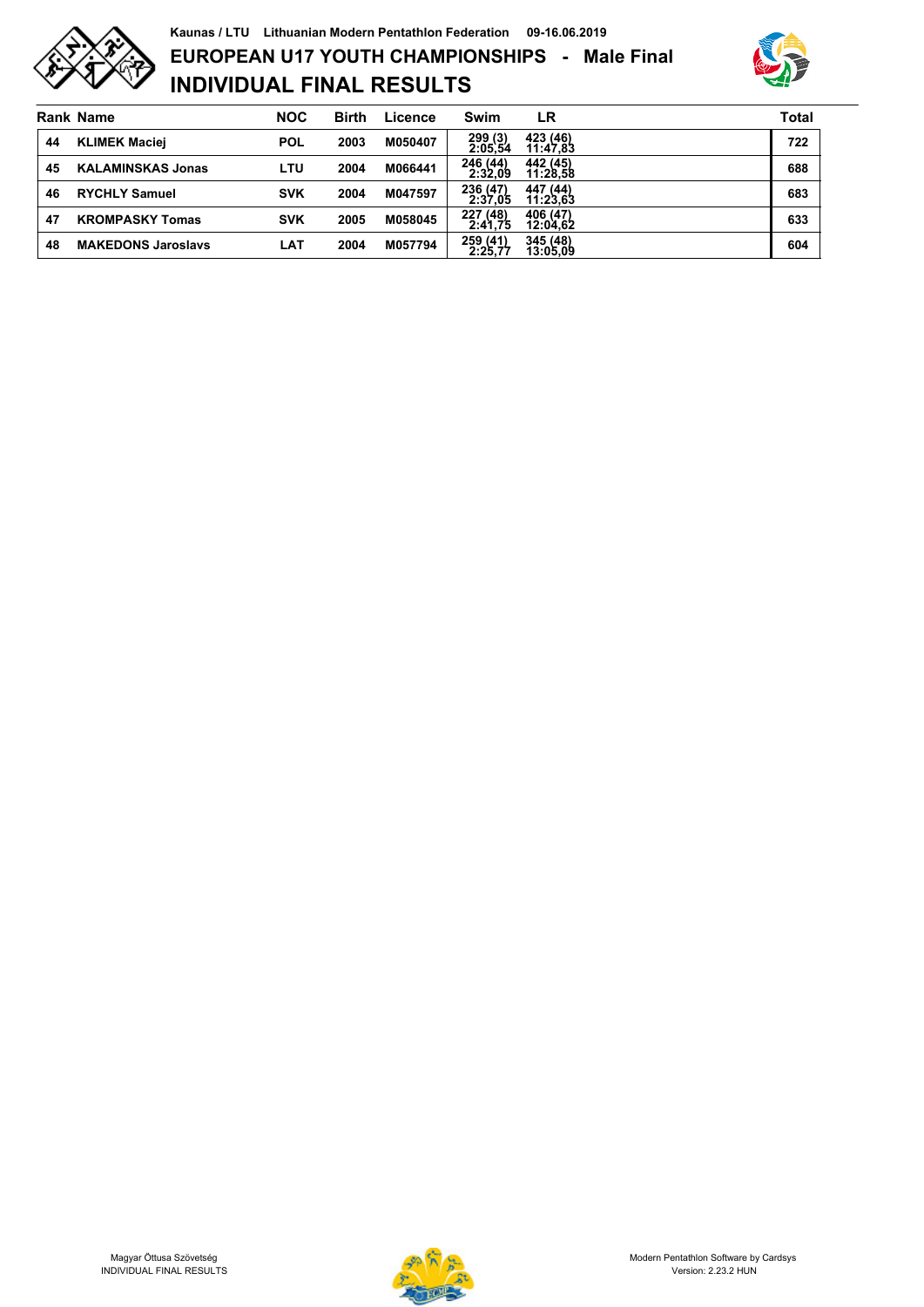Kaunas / LTU Lithuanian Modern Pentathlon Federation 09-16.06.2019

# EUROPEAN U17 YOUTH CHAMPIONSHIPS - Male Final

# INDIVIDUAL FINAL RESULTS

| Rank | Name | NOC | Birth | Licence | Swim | LR | Total |
|---|---|---|---|---|---|---|---|
| 44 | KLIMEK Maciej | POL | 2003 | M050407 | 299 (3) 2:05,54 | 423 (46) 11:47,83 | 722 |
| 45 | KALAMINSKAS Jonas | LTU | 2004 | M066441 | 246 (44) 2:32,09 | 442 (45) 11:28,58 | 688 |
| 46 | RYCHLY Samuel | SVK | 2004 | M047597 | 236 (47) 2:37,05 | 447 (44) 11:23,63 | 683 |
| 47 | KROMPASKY Tomas | SVK | 2005 | M058045 | 227 (48) 2:41,75 | 406 (47) 12:04,62 | 633 |
| 48 | MAKEDONS Jaroslavs | LAT | 2004 | M057794 | 259 (41) 2:25,77 | 345 (48) 13:05,09 | 604 |

Magyar Öttusa Szövetség
INDIVIDUAL FINAL RESULTS

Modern Pentathlon Software by Cardsys
Version: 2.23.2 HUN